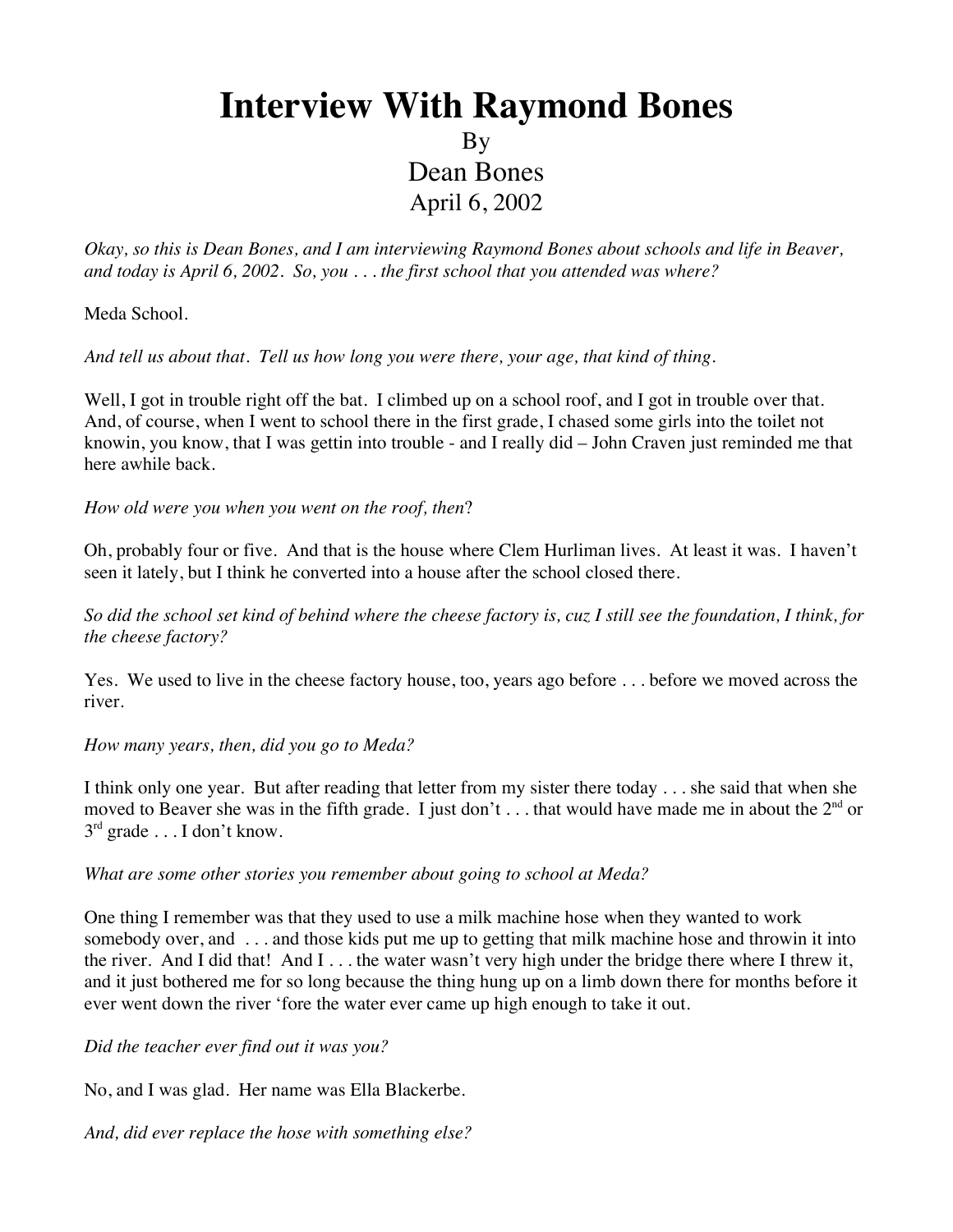# Interview With Raymond Bones

By

Dean Bones

April 6, 2002

*Okay, so this is Dean Bones, and I am interviewing Raymond Bones about schools and life in Beaver, and today is April 6, 2002. So, you . . . the first school that you attended was where?*

Meda School.

*And tell us about that. Tell us how long you were there, your age, that kind of thing.*

Well, I got in trouble right off the bat. I climbed up on a school roof, and I got in trouble over that. And, of course, when I went to school there in the first grade, I chased some girls into the toilet not knowin, you know, that I was gettin into trouble - and I really did – John Craven just reminded me that here awhile back.

*How old were you when you went on the roof, then?*

Oh, probably four or five. And that is the house where Clem Hurliman lives. At least it was. I haven't seen it lately, but I think he converted into a house after the school closed there.

*So did the school set kind of behind where the cheese factory is, cuz I still see the foundation, I think, for the cheese factory?*

Yes. We used to live in the cheese factory house, too, years ago before . . . before we moved across the river.

*How many years, then, did you go to Meda?*

I think only one year. But after reading that letter from my sister there today . . . she said that when she moved to Beaver she was in the fifth grade. I just don't . . . that would have made me in about the 2nd or 3rd grade . . . I don't know.

*What are some other stories you remember about going to school at Meda?*

One thing I remember was that they used to use a milk machine hose when they wanted to work somebody over, and . . . and those kids put me up to getting that milk machine hose and throwin it into the river. And I did that! And I . . . the water wasn't very high under the bridge there where I threw it, and it just bothered me for so long because the thing hung up on a limb down there for months before it ever went down the river 'fore the water ever came up high enough to take it out.

*Did the teacher ever find out it was you?*

No, and I was glad. Her name was Ella Blackerbe.

*And, did ever replace the hose with something else?*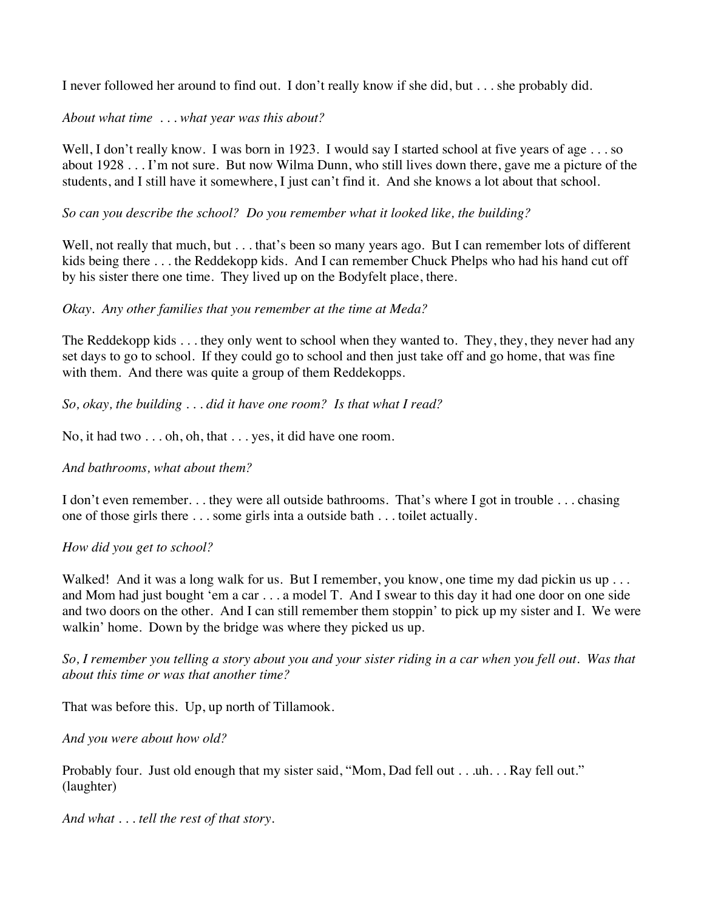I never followed her around to find out. I don't really know if she did, but . . . she probably did.

*About what time . . . what year was this about?*

Well, I don't really know. I was born in 1923. I would say I started school at five years of age . . . so about 1928 . . . I'm not sure. But now Wilma Dunn, who still lives down there, gave me a picture of the students, and I still have it somewhere, I just can't find it. And she knows a lot about that school.

*So can you describe the school? Do you remember what it looked like, the building?*

Well, not really that much, but . . . that's been so many years ago. But I can remember lots of different kids being there . . . the Reddekopp kids. And I can remember Chuck Phelps who had his hand cut off by his sister there one time. They lived up on the Bodyfelt place, there.

*Okay. Any other families that you remember at the time at Meda?*

The Reddekopp kids . . . they only went to school when they wanted to. They, they, they never had any set days to go to school. If they could go to school and then just take off and go home, that was fine with them. And there was quite a group of them Reddekopps.

*So, okay, the building . . . did it have one room? Is that what I read?*

No, it had two . . . oh, oh, that . . . yes, it did have one room.

*And bathrooms, what about them?*

I don't even remember. . . they were all outside bathrooms. That's where I got in trouble . . . chasing one of those girls there . . . some girls inta a outside bath . . . toilet actually.

*How did you get to school?*

Walked! And it was a long walk for us. But I remember, you know, one time my dad pickin us up . . . and Mom had just bought 'em a car . . . a model T. And I swear to this day it had one door on one side and two doors on the other. And I can still remember them stoppin' to pick up my sister and I. We were walkin' home. Down by the bridge was where they picked us up.

*So, I remember you telling a story about you and your sister riding in a car when you fell out. Was that about this time or was that another time?*

That was before this. Up, up north of Tillamook.

*And you were about how old?*

Probably four. Just old enough that my sister said, "Mom, Dad fell out . . .uh. . . Ray fell out." (laughter)

*And what . . . tell the rest of that story.*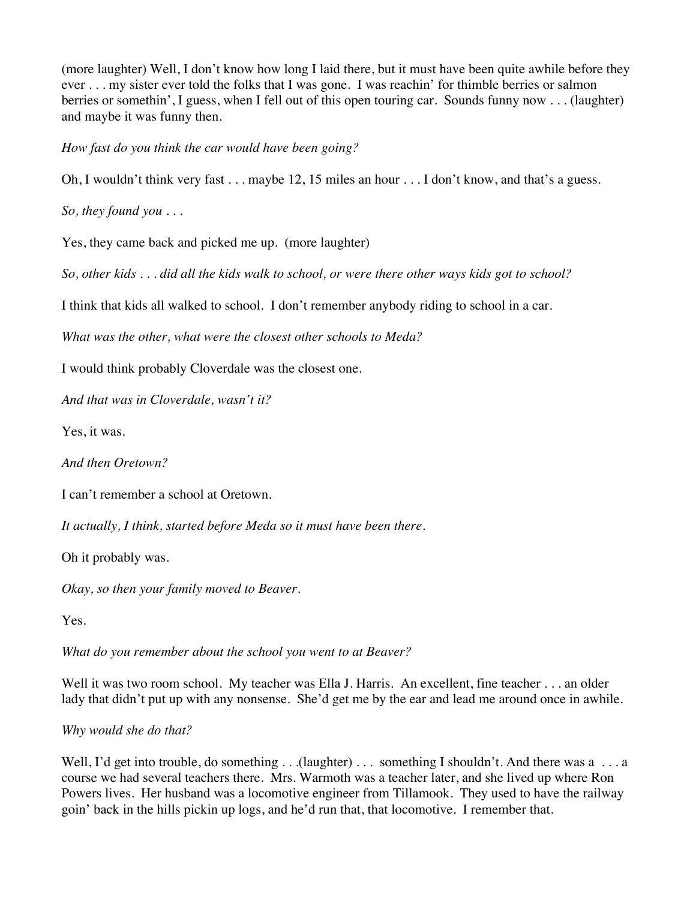(more laughter) Well, I don't know how long I laid there, but it must have been quite awhile before they ever . . . my sister ever told the folks that I was gone. I was reachin' for thimble berries or salmon berries or somethin', I guess, when I fell out of this open touring car. Sounds funny now . . . (laughter) and maybe it was funny then.

*How fast do you think the car would have been going?*

Oh, I wouldn't think very fast . . . maybe 12, 15 miles an hour . . . I don't know, and that's a guess.

*So, they found you . . .*

Yes, they came back and picked me up. (more laughter)

*So, other kids . . . did all the kids walk to school, or were there other ways kids got to school?*

I think that kids all walked to school. I don't remember anybody riding to school in a car.

*What was the other, what were the closest other schools to Meda?*

I would think probably Cloverdale was the closest one.

*And that was in Cloverdale, wasn't it?*

Yes, it was.

*And then Oretown?*

I can't remember a school at Oretown.

*It actually, I think, started before Meda so it must have been there.*

Oh it probably was.

*Okay, so then your family moved to Beaver.*

Yes.

*What do you remember about the school you went to at Beaver?*

Well it was two room school. My teacher was Ella J. Harris. An excellent, fine teacher . . . an older lady that didn't put up with any nonsense. She'd get me by the ear and lead me around once in awhile.

*Why would she do that?*

Well, I'd get into trouble, do something . . .(laughter) . . . something I shouldn't. And there was a . . . a course we had several teachers there. Mrs. Warmoth was a teacher later, and she lived up where Ron Powers lives. Her husband was a locomotive engineer from Tillamook. They used to have the railway goin' back in the hills pickin up logs, and he'd run that, that locomotive. I remember that.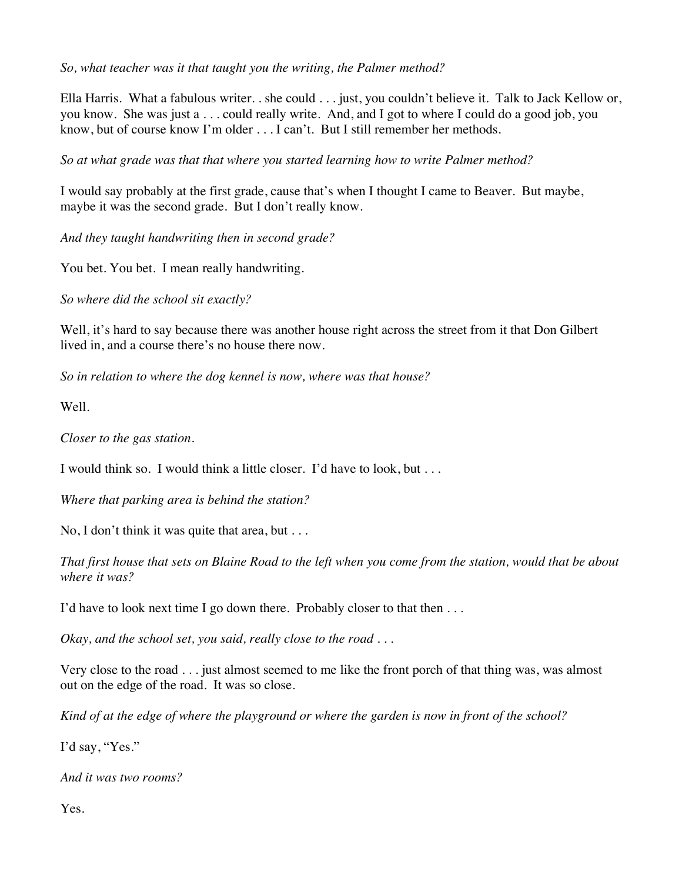*So, what teacher was it that taught you the writing, the Palmer method?*

Ella Harris. What a fabulous writer. . she could . . . just, you couldn't believe it. Talk to Jack Kellow or, you know. She was just a . . . could really write. And, and I got to where I could do a good job, you know, but of course know I'm older . . . I can't. But I still remember her methods.

*So at what grade was that that where you started learning how to write Palmer method?*

I would say probably at the first grade, cause that's when I thought I came to Beaver. But maybe, maybe it was the second grade. But I don't really know.

*And they taught handwriting then in second grade?*

You bet. You bet. I mean really handwriting.

*So where did the school sit exactly?*

Well, it's hard to say because there was another house right across the street from it that Don Gilbert lived in, and a course there's no house there now.

*So in relation to where the dog kennel is now, where was that house?*

Well.

*Closer to the gas station.*

I would think so. I would think a little closer. I'd have to look, but . . .

*Where that parking area is behind the station?*

No, I don't think it was quite that area, but . . .

*That first house that sets on Blaine Road to the left when you come from the station, would that be about where it was?*

I'd have to look next time I go down there. Probably closer to that then . . .

*Okay, and the school set, you said, really close to the road . . .*

Very close to the road . . . just almost seemed to me like the front porch of that thing was, was almost out on the edge of the road. It was so close.

*Kind of at the edge of where the playground or where the garden is now in front of the school?*

I'd say, "Yes."

*And it was two rooms?*

Yes.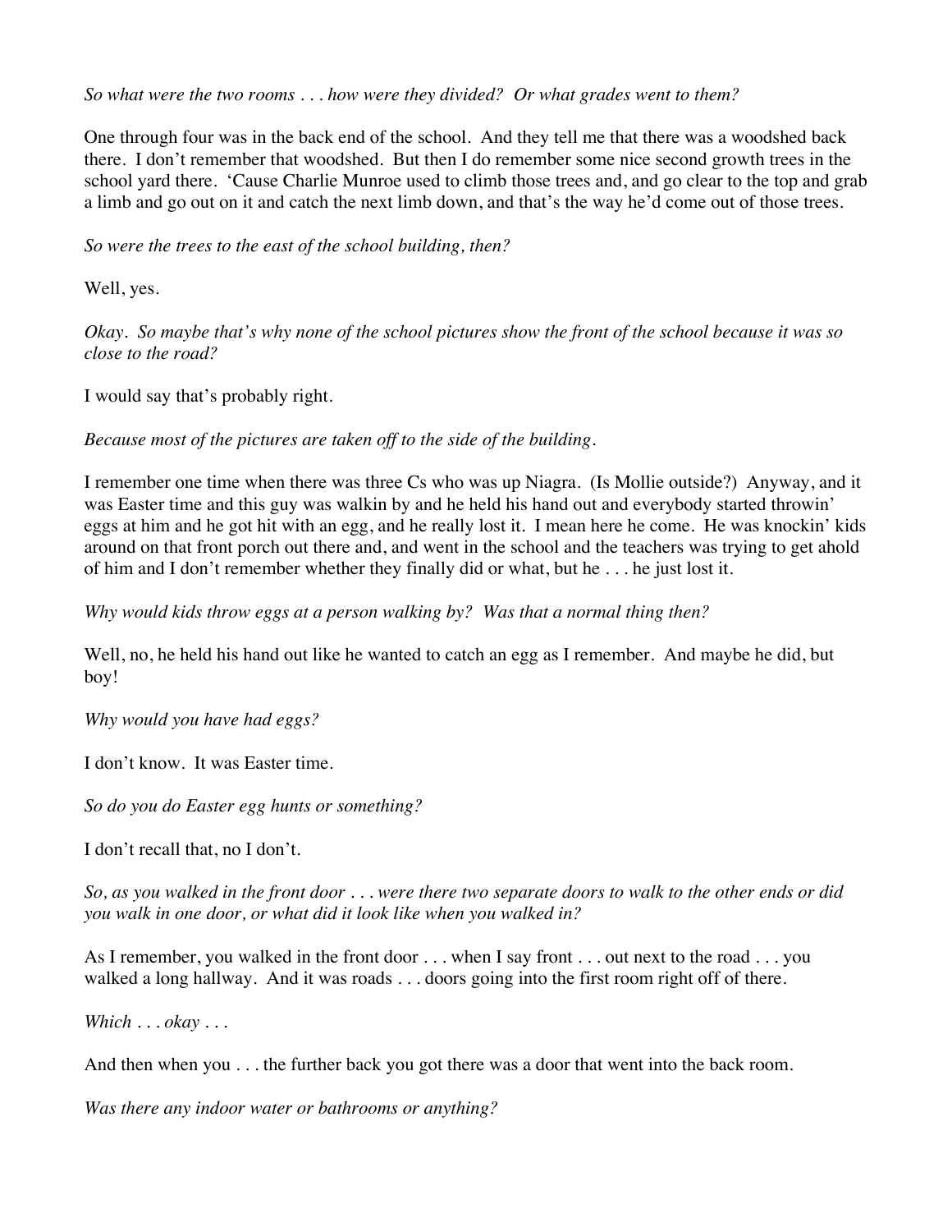*So what were the two rooms . . . how were they divided? Or what grades went to them?*

One through four was in the back end of the school. And they tell me that there was a woodshed back there. I don't remember that woodshed. But then I do remember some nice second growth trees in the school yard there. 'Cause Charlie Munroe used to climb those trees and, and go clear to the top and grab a limb and go out on it and catch the next limb down, and that's the way he'd come out of those trees.

*So were the trees to the east of the school building, then?*

Well, yes.

*Okay. So maybe that's why none of the school pictures show the front of the school because it was so close to the road?*

I would say that's probably right.

*Because most of the pictures are taken off to the side of the building.*

I remember one time when there was three Cs who was up Niagra. (Is Mollie outside?) Anyway, and it was Easter time and this guy was walkin by and he held his hand out and everybody started throwin' eggs at him and he got hit with an egg, and he really lost it. I mean here he come. He was knockin' kids around on that front porch out there and, and went in the school and the teachers was trying to get ahold of him and I don't remember whether they finally did or what, but he . . . he just lost it.

*Why would kids throw eggs at a person walking by? Was that a normal thing then?*

Well, no, he held his hand out like he wanted to catch an egg as I remember. And maybe he did, but boy!

*Why would you have had eggs?*

I don't know. It was Easter time.

*So do you do Easter egg hunts or something?*

I don't recall that, no I don't.

*So, as you walked in the front door . . . were there two separate doors to walk to the other ends or did you walk in one door, or what did it look like when you walked in?*

As I remember, you walked in the front door . . . when I say front . . . out next to the road . . . you walked a long hallway. And it was roads . . . doors going into the first room right off of there.

*Which . . . okay . . .*

And then when you . . . the further back you got there was a door that went into the back room.

*Was there any indoor water or bathrooms or anything?*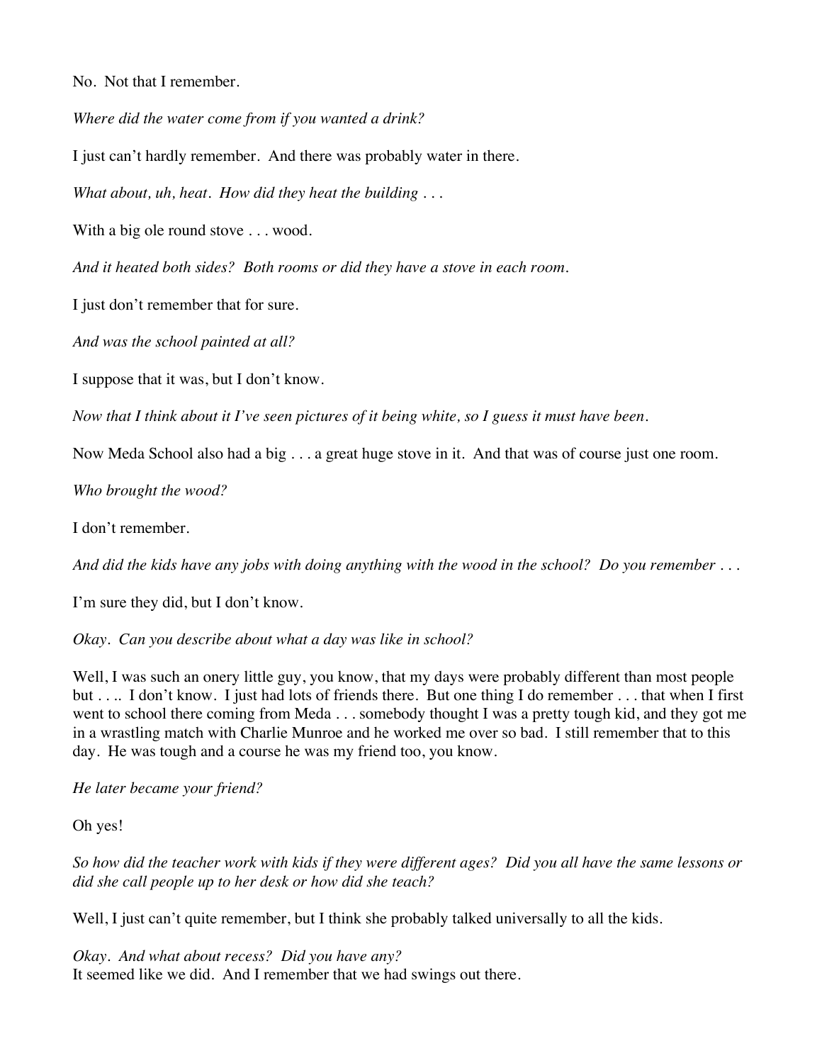No. Not that I remember.

*Where did the water come from if you wanted a drink?*

I just can't hardly remember. And there was probably water in there.

*What about, uh, heat. How did they heat the building . . .*

With a big ole round stove . . . wood.

*And it heated both sides? Both rooms or did they have a stove in each room.*

I just don't remember that for sure.

*And was the school painted at all?*

I suppose that it was, but I don't know.

*Now that I think about it I've seen pictures of it being white, so I guess it must have been.*

Now Meda School also had a big . . . a great huge stove in it. And that was of course just one room.

*Who brought the wood?*

I don't remember.

*And did the kids have any jobs with doing anything with the wood in the school? Do you remember . . .*

I'm sure they did, but I don't know.

*Okay. Can you describe about what a day was like in school?*

Well, I was such an onery little guy, you know, that my days were probably different than most people but . . .. I don't know. I just had lots of friends there. But one thing I do remember . . . that when I first went to school there coming from Meda . . . somebody thought I was a pretty tough kid, and they got me in a wrastling match with Charlie Munroe and he worked me over so bad. I still remember that to this day. He was tough and a course he was my friend too, you know.

*He later became your friend?*

Oh yes!

*So how did the teacher work with kids if they were different ages? Did you all have the same lessons or did she call people up to her desk or how did she teach?*

Well, I just can't quite remember, but I think she probably talked universally to all the kids.

*Okay. And what about recess? Did you have any?*

It seemed like we did. And I remember that we had swings out there.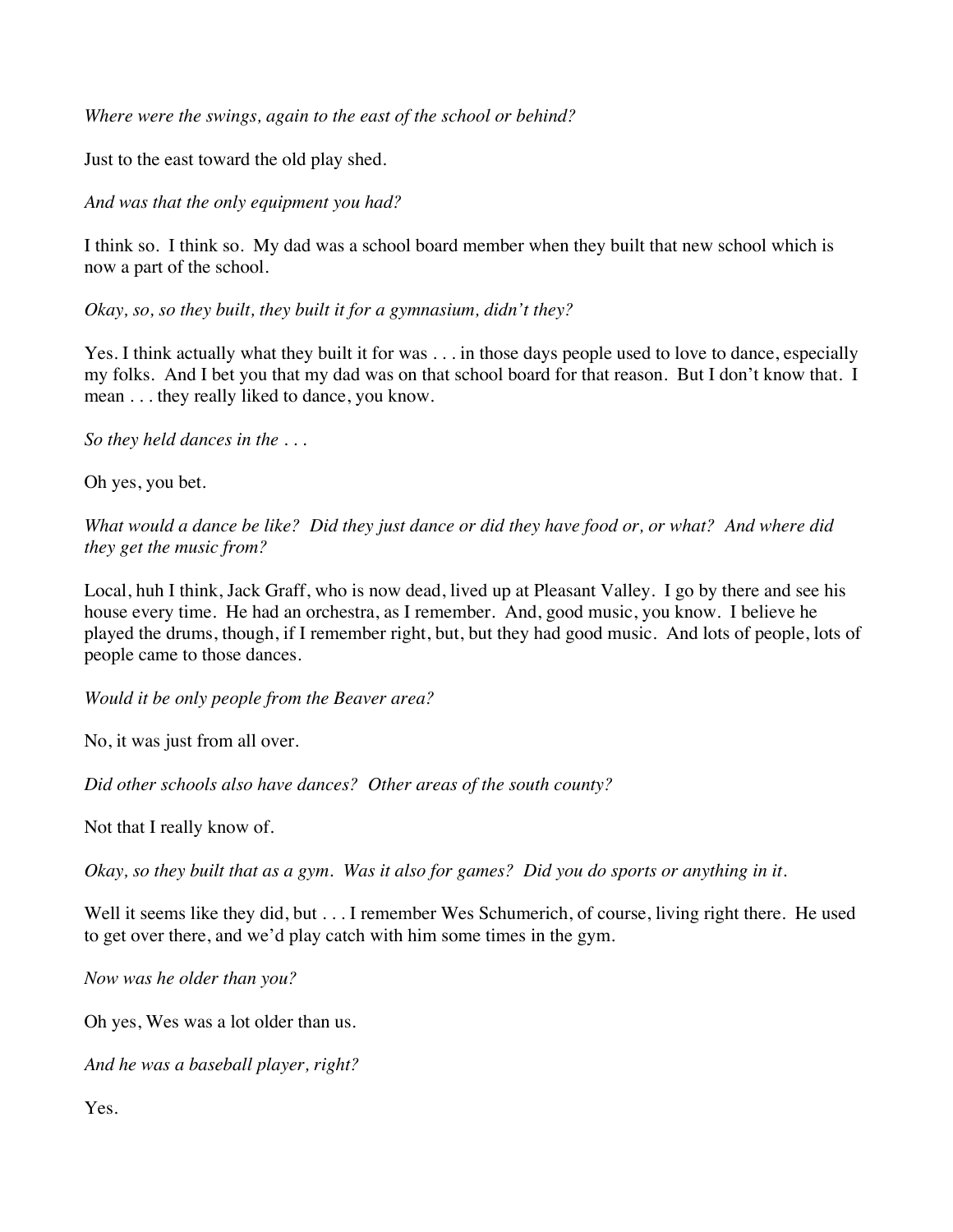*Where were the swings, again to the east of the school or behind?*

Just to the east toward the old play shed.

*And was that the only equipment you had?*

I think so. I think so. My dad was a school board member when they built that new school which is now a part of the school.

*Okay, so, so they built, they built it for a gymnasium, didn't they?*

Yes. I think actually what they built it for was . . . in those days people used to love to dance, especially my folks. And I bet you that my dad was on that school board for that reason. But I don't know that. I mean . . . they really liked to dance, you know.

*So they held dances in the . . .*

Oh yes, you bet.

*What would a dance be like? Did they just dance or did they have food or, or what? And where did they get the music from?*

Local, huh I think, Jack Graff, who is now dead, lived up at Pleasant Valley. I go by there and see his house every time. He had an orchestra, as I remember. And, good music, you know. I believe he played the drums, though, if I remember right, but, but they had good music. And lots of people, lots of people came to those dances.

*Would it be only people from the Beaver area?*

No, it was just from all over.

*Did other schools also have dances? Other areas of the south county?*

Not that I really know of.

*Okay, so they built that as a gym. Was it also for games? Did you do sports or anything in it.*

Well it seems like they did, but . . . I remember Wes Schumerich, of course, living right there. He used to get over there, and we'd play catch with him some times in the gym.

*Now was he older than you?*

Oh yes, Wes was a lot older than us.

*And he was a baseball player, right?*

Yes.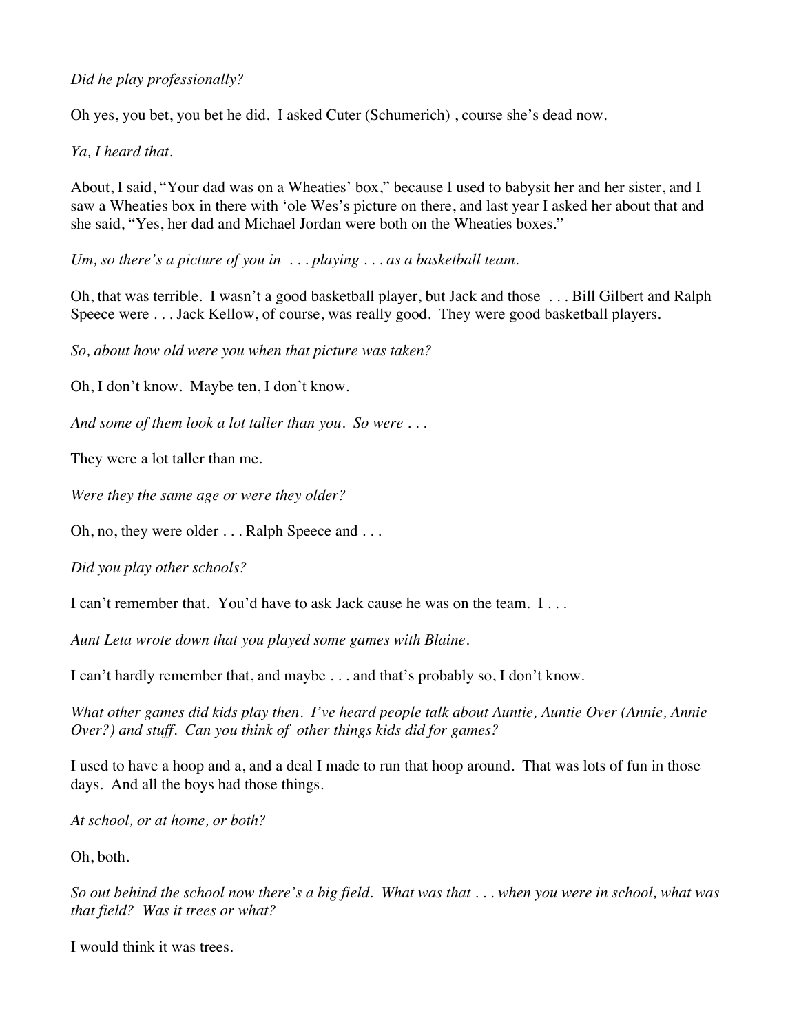*Did he play professionally?*

Oh yes, you bet, you bet he did. I asked Cuter (Schumerich) , course she's dead now.

*Ya, I heard that.*

About, I said, "Your dad was on a Wheaties' box," because I used to babysit her and her sister, and I saw a Wheaties box in there with 'ole Wes's picture on there, and last year I asked her about that and she said, "Yes, her dad and Michael Jordan were both on the Wheaties boxes."

*Um, so there's a picture of you in . . . playing . . . as a basketball team.*

Oh, that was terrible. I wasn't a good basketball player, but Jack and those . . . Bill Gilbert and Ralph Speece were . . . Jack Kellow, of course, was really good. They were good basketball players.

*So, about how old were you when that picture was taken?*

Oh, I don't know. Maybe ten, I don't know.

*And some of them look a lot taller than you. So were . . .*

They were a lot taller than me.

*Were they the same age or were they older?*

Oh, no, they were older . . . Ralph Speece and . . .

*Did you play other schools?*

I can't remember that. You'd have to ask Jack cause he was on the team. I . . .

*Aunt Leta wrote down that you played some games with Blaine.*

I can't hardly remember that, and maybe . . . and that's probably so, I don't know.

*What other games did kids play then. I've heard people talk about Auntie, Auntie Over (Annie, Annie Over?) and stuff. Can you think of other things kids did for games?*

I used to have a hoop and a, and a deal I made to run that hoop around. That was lots of fun in those days. And all the boys had those things.

*At school, or at home, or both?*

Oh, both.

*So out behind the school now there's a big field. What was that . . . when you were in school, what was that field? Was it trees or what?*

I would think it was trees.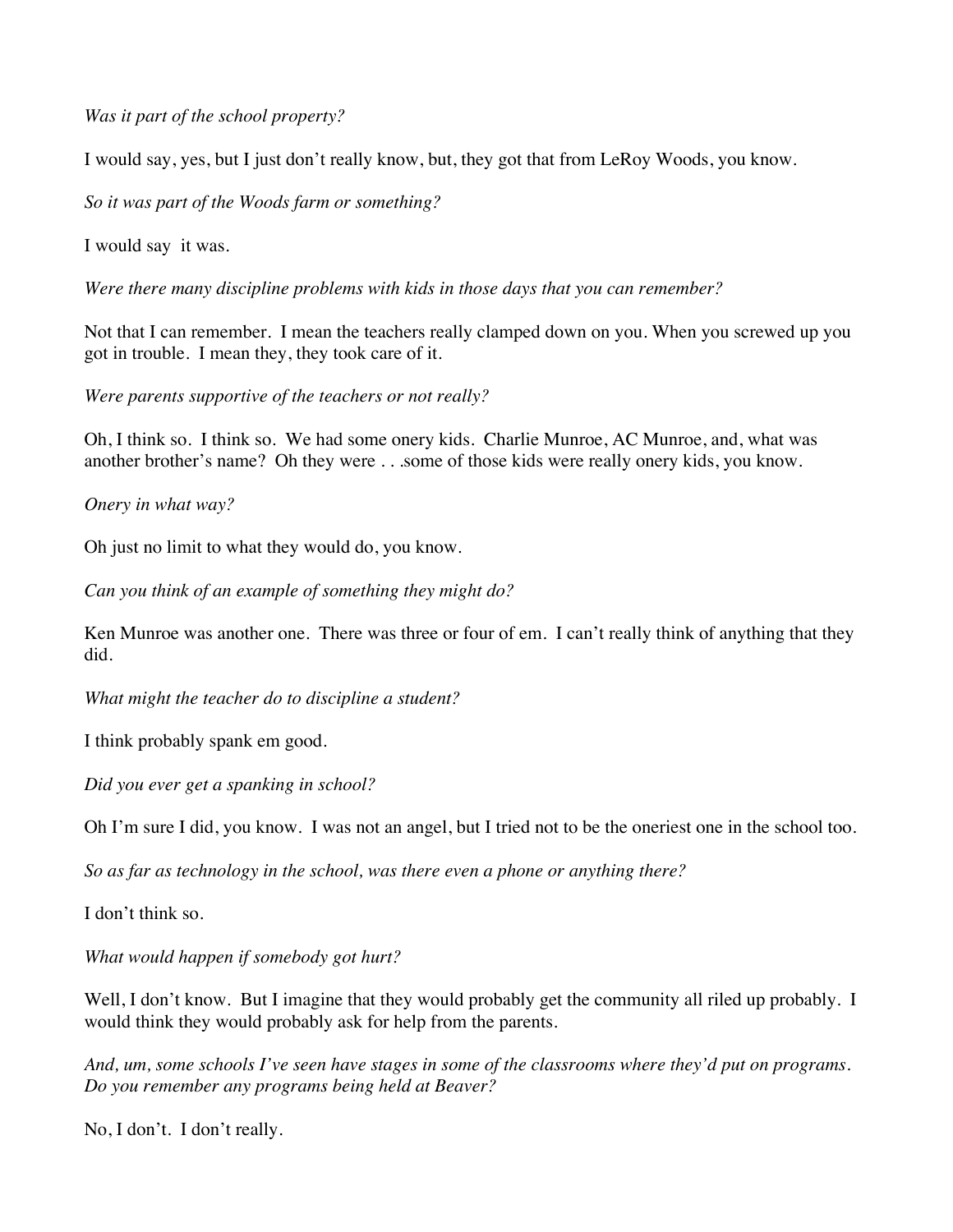*Was it part of the school property?*

I would say, yes, but I just don't really know, but, they got that from LeRoy Woods, you know.

*So it was part of the Woods farm or something?*

I would say it was.

*Were there many discipline problems with kids in those days that you can remember?*

Not that I can remember. I mean the teachers really clamped down on you. When you screwed up you got in trouble. I mean they, they took care of it.

*Were parents supportive of the teachers or not really?*

Oh, I think so. I think so. We had some onery kids. Charlie Munroe, AC Munroe, and, what was another brother's name? Oh they were . . .some of those kids were really onery kids, you know.

*Onery in what way?*

Oh just no limit to what they would do, you know.

*Can you think of an example of something they might do?*

Ken Munroe was another one. There was three or four of em. I can't really think of anything that they did.

*What might the teacher do to discipline a student?*

I think probably spank em good.

*Did you ever get a spanking in school?*

Oh I'm sure I did, you know. I was not an angel, but I tried not to be the oneriest one in the school too.

*So as far as technology in the school, was there even a phone or anything there?*

I don't think so.

*What would happen if somebody got hurt?*

Well, I don't know. But I imagine that they would probably get the community all riled up probably. I would think they would probably ask for help from the parents.

*And, um, some schools I've seen have stages in some of the classrooms where they'd put on programs. Do you remember any programs being held at Beaver?*

No, I don't. I don't really.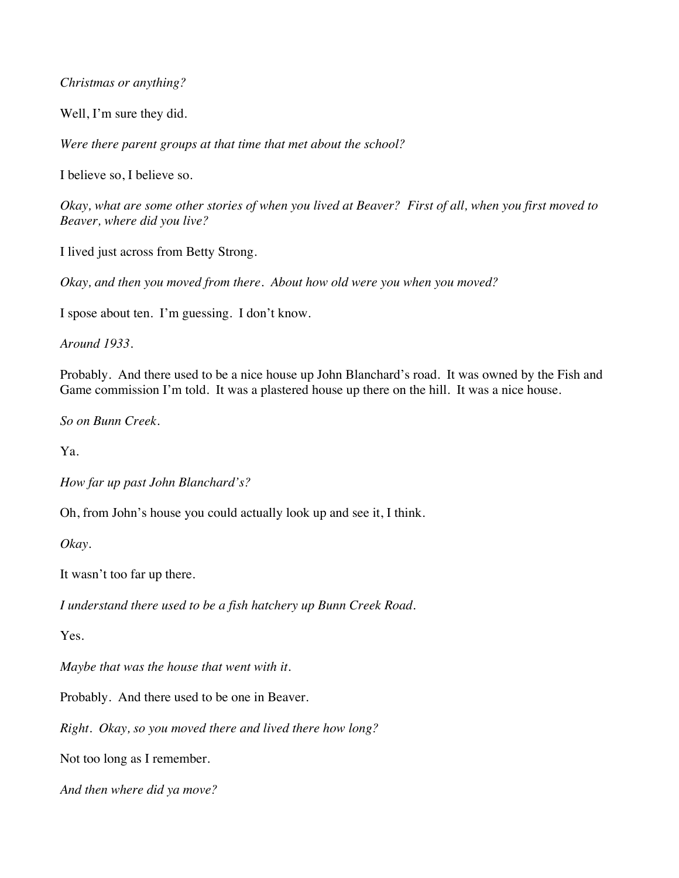*Christmas or anything?*

Well, I'm sure they did.

*Were there parent groups at that time that met about the school?*

I believe so, I believe so.

*Okay, what are some other stories of when you lived at Beaver? First of all, when you first moved to Beaver, where did you live?*

I lived just across from Betty Strong.

*Okay, and then you moved from there. About how old were you when you moved?*

I spose about ten. I'm guessing. I don't know.

*Around 1933.*

Probably. And there used to be a nice house up John Blanchard's road. It was owned by the Fish and Game commission I'm told. It was a plastered house up there on the hill. It was a nice house.

*So on Bunn Creek.*

Ya.

*How far up past John Blanchard's?*

Oh, from John's house you could actually look up and see it, I think.

*Okay.*

It wasn't too far up there.

*I understand there used to be a fish hatchery up Bunn Creek Road.*

Yes.

*Maybe that was the house that went with it.*

Probably. And there used to be one in Beaver.

*Right. Okay, so you moved there and lived there how long?*

Not too long as I remember.

*And then where did ya move?*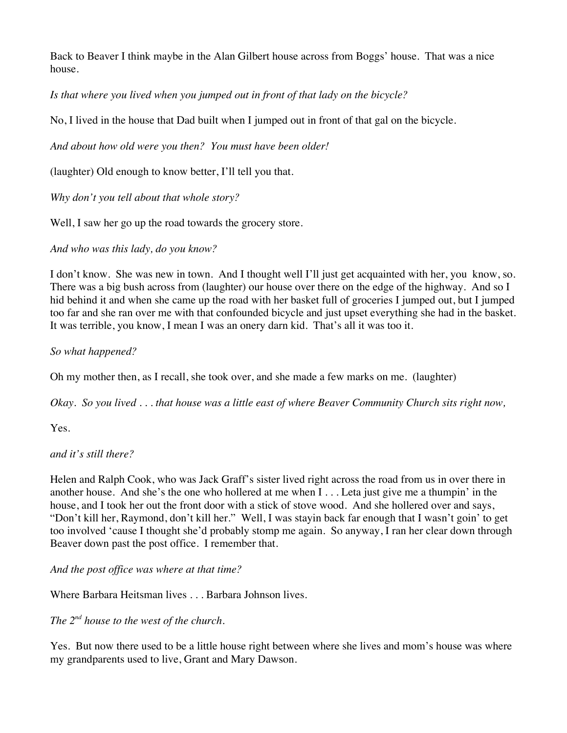Back to Beaver I think maybe in the Alan Gilbert house across from Boggs' house. That was a nice house.

*Is that where you lived when you jumped out in front of that lady on the bicycle?*

No, I lived in the house that Dad built when I jumped out in front of that gal on the bicycle.

*And about how old were you then? You must have been older!*

(laughter) Old enough to know better, I'll tell you that.

*Why don't you tell about that whole story?*

Well, I saw her go up the road towards the grocery store.

*And who was this lady, do you know?*

I don't know. She was new in town. And I thought well I'll just get acquainted with her, you know, so. There was a big bush across from (laughter) our house over there on the edge of the highway. And so I hid behind it and when she came up the road with her basket full of groceries I jumped out, but I jumped too far and she ran over me with that confounded bicycle and just upset everything she had in the basket. It was terrible, you know, I mean I was an onery darn kid. That's all it was too it.

*So what happened?*

Oh my mother then, as I recall, she took over, and she made a few marks on me. (laughter)

*Okay. So you lived . . . that house was a little east of where Beaver Community Church sits right now,*

Yes.

*and it's still there?*

Helen and Ralph Cook, who was Jack Graff's sister lived right across the road from us in over there in another house. And she's the one who hollered at me when I . . . Leta just give me a thumpin' in the house, and I took her out the front door with a stick of stove wood. And she hollered over and says, "Don't kill her, Raymond, don't kill her." Well, I was stayin back far enough that I wasn't goin' to get too involved 'cause I thought she'd probably stomp me again. So anyway, I ran her clear down through Beaver down past the post office. I remember that.

*And the post office was where at that time?*

Where Barbara Heitsman lives . . . Barbara Johnson lives.

*The 2nd house to the west of the church.*

Yes. But now there used to be a little house right between where she lives and mom's house was where my grandparents used to live, Grant and Mary Dawson.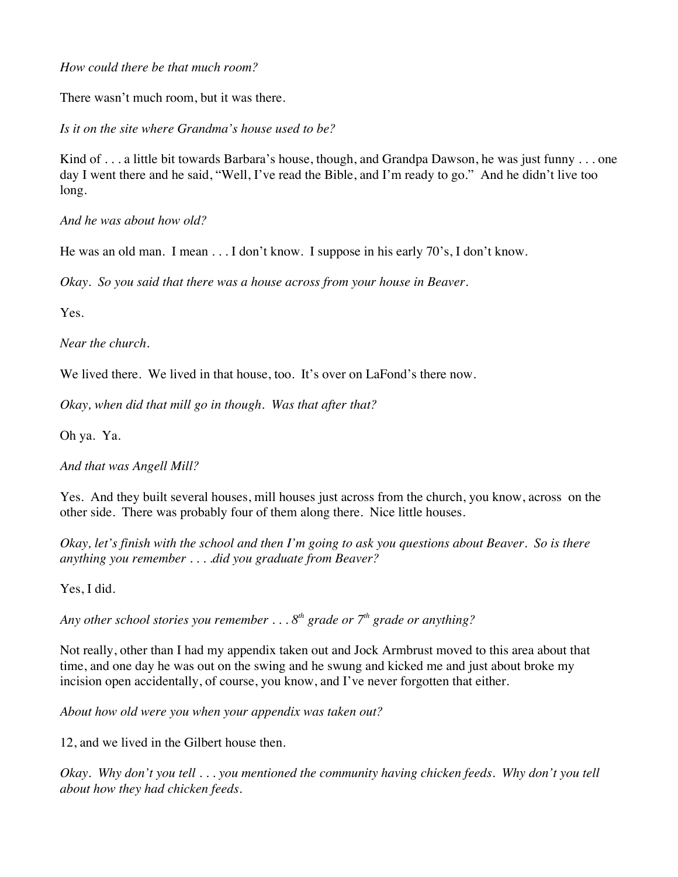*How could there be that much room?*

There wasn't much room, but it was there.

*Is it on the site where Grandma's house used to be?*

Kind of . . . a little bit towards Barbara's house, though, and Grandpa Dawson, he was just funny . . . one day I went there and he said, "Well, I've read the Bible, and I'm ready to go." And he didn't live too long.

*And he was about how old?*

He was an old man. I mean . . . I don't know. I suppose in his early 70's, I don't know.

*Okay. So you said that there was a house across from your house in Beaver.*

Yes.

*Near the church.*

We lived there. We lived in that house, too. It's over on LaFond's there now.

*Okay, when did that mill go in though. Was that after that?*

Oh ya. Ya.

*And that was Angell Mill?*

Yes. And they built several houses, mill houses just across from the church, you know, across on the other side. There was probably four of them along there. Nice little houses.

*Okay, let's finish with the school and then I'm going to ask you questions about Beaver. So is there anything you remember . . . .did you graduate from Beaver?*

Yes, I did.

*Any other school stories you remember . . . 8th grade or 7th grade or anything?*

Not really, other than I had my appendix taken out and Jock Armbrust moved to this area about that time, and one day he was out on the swing and he swung and kicked me and just about broke my incision open accidentally, of course, you know, and I've never forgotten that either.

*About how old were you when your appendix was taken out?*

12, and we lived in the Gilbert house then.

*Okay. Why don't you tell . . . you mentioned the community having chicken feeds. Why don't you tell about how they had chicken feeds.*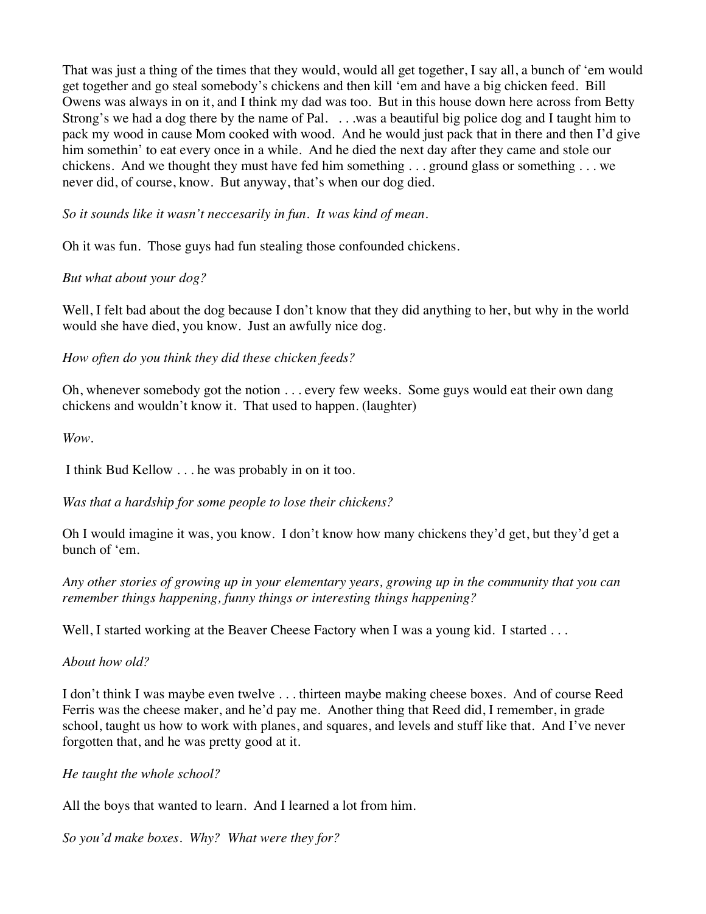That was just a thing of the times that they would, would all get together, I say all, a bunch of 'em would get together and go steal somebody's chickens and then kill 'em and have a big chicken feed. Bill Owens was always in on it, and I think my dad was too. But in this house down here across from Betty Strong's we had a dog there by the name of Pal. . . .was a beautiful big police dog and I taught him to pack my wood in cause Mom cooked with wood. And he would just pack that in there and then I'd give him somethin' to eat every once in a while. And he died the next day after they came and stole our chickens. And we thought they must have fed him something . . . ground glass or something . . . we never did, of course, know. But anyway, that's when our dog died.

*So it sounds like it wasn't neccesarily in fun. It was kind of mean.*

Oh it was fun. Those guys had fun stealing those confounded chickens.

*But what about your dog?*

Well, I felt bad about the dog because I don't know that they did anything to her, but why in the world would she have died, you know. Just an awfully nice dog.

*How often do you think they did these chicken feeds?*

Oh, whenever somebody got the notion . . . every few weeks. Some guys would eat their own dang chickens and wouldn't know it. That used to happen. (laughter)

*Wow.*

I think Bud Kellow . . . he was probably in on it too.

*Was that a hardship for some people to lose their chickens?*

Oh I would imagine it was, you know. I don't know how many chickens they'd get, but they'd get a bunch of 'em.

*Any other stories of growing up in your elementary years, growing up in the community that you can remember things happening, funny things or interesting things happening?*

Well, I started working at the Beaver Cheese Factory when I was a young kid. I started . . .

*About how old?*

I don't think I was maybe even twelve . . . thirteen maybe making cheese boxes. And of course Reed Ferris was the cheese maker, and he'd pay me. Another thing that Reed did, I remember, in grade school, taught us how to work with planes, and squares, and levels and stuff like that. And I've never forgotten that, and he was pretty good at it.

*He taught the whole school?*

All the boys that wanted to learn. And I learned a lot from him.

*So you'd make boxes. Why? What were they for?*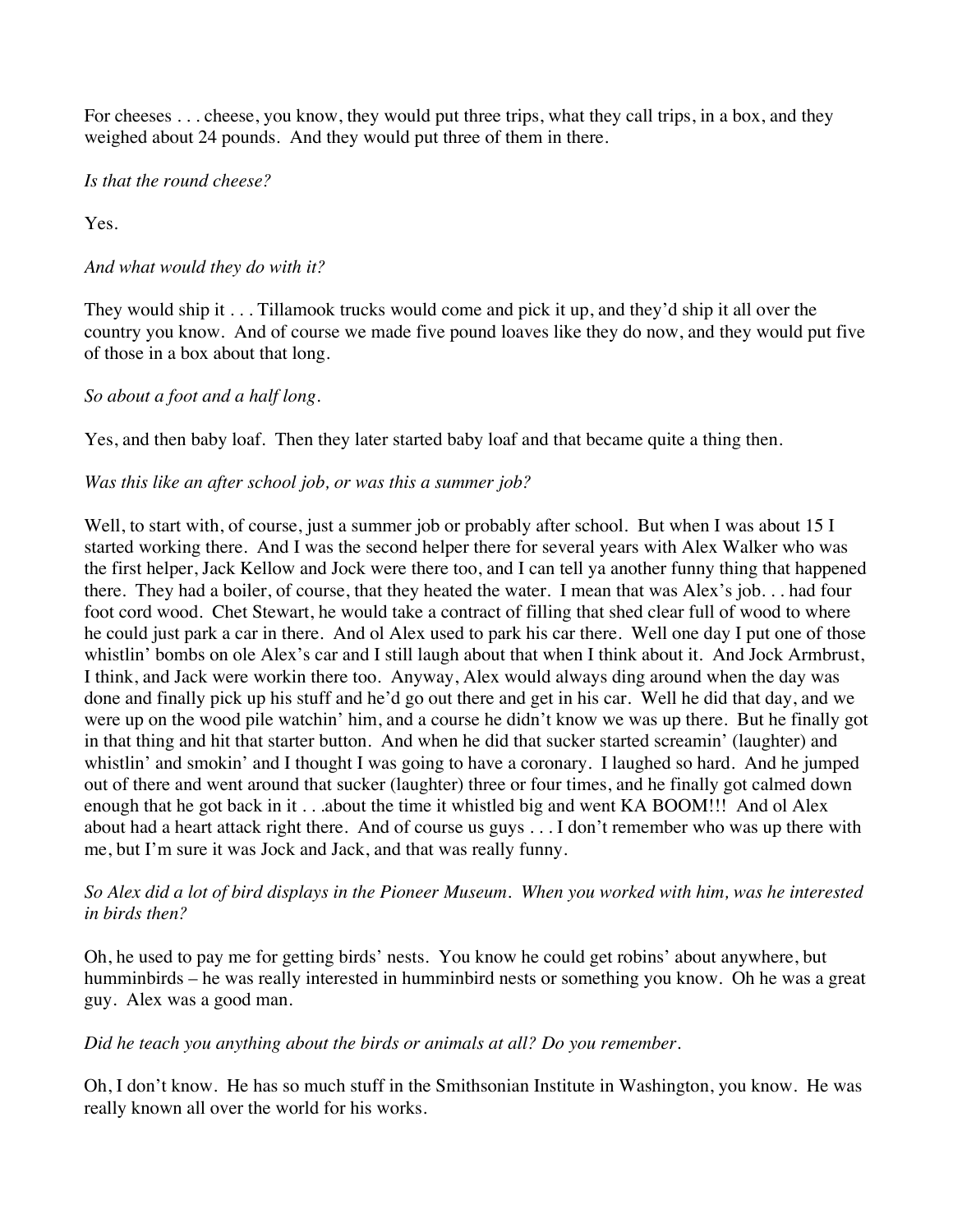For cheeses . . . cheese, you know, they would put three trips, what they call trips, in a box, and they weighed about 24 pounds. And they would put three of them in there.

*Is that the round cheese?*

Yes.

*And what would they do with it?*

They would ship it . . . Tillamook trucks would come and pick it up, and they'd ship it all over the country you know. And of course we made five pound loaves like they do now, and they would put five of those in a box about that long.

*So about a foot and a half long.*

Yes, and then baby loaf. Then they later started baby loaf and that became quite a thing then.

*Was this like an after school job, or was this a summer job?*

Well, to start with, of course, just a summer job or probably after school. But when I was about 15 I started working there. And I was the second helper there for several years with Alex Walker who was the first helper, Jack Kellow and Jock were there too, and I can tell ya another funny thing that happened there. They had a boiler, of course, that they heated the water. I mean that was Alex's job. . . had four foot cord wood. Chet Stewart, he would take a contract of filling that shed clear full of wood to where he could just park a car in there. And ol Alex used to park his car there. Well one day I put one of those whistlin' bombs on ole Alex's car and I still laugh about that when I think about it. And Jock Armbrust, I think, and Jack were workin there too. Anyway, Alex would always ding around when the day was done and finally pick up his stuff and he'd go out there and get in his car. Well he did that day, and we were up on the wood pile watchin' him, and a course he didn't know we was up there. But he finally got in that thing and hit that starter button. And when he did that sucker started screamin' (laughter) and whistlin' and smokin' and I thought I was going to have a coronary. I laughed so hard. And he jumped out of there and went around that sucker (laughter) three or four times, and he finally got calmed down enough that he got back in it . . .about the time it whistled big and went KA BOOM!!! And ol Alex about had a heart attack right there. And of course us guys . . . I don't remember who was up there with me, but I'm sure it was Jock and Jack, and that was really funny.

*So Alex did a lot of bird displays in the Pioneer Museum. When you worked with him, was he interested in birds then?*

Oh, he used to pay me for getting birds' nests. You know he could get robins' about anywhere, but humminbirds – he was really interested in humminbird nests or something you know. Oh he was a great guy. Alex was a good man.

*Did he teach you anything about the birds or animals at all? Do you remember.*

Oh, I don't know. He has so much stuff in the Smithsonian Institute in Washington, you know. He was really known all over the world for his works.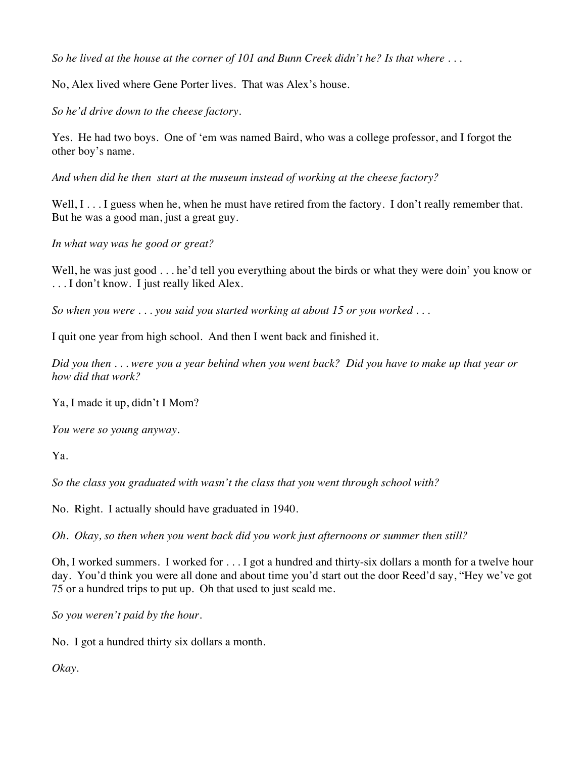*So he lived at the house at the corner of 101 and Bunn Creek didn't he? Is that where . . .*

No, Alex lived where Gene Porter lives. That was Alex's house.

*So he'd drive down to the cheese factory.*

Yes. He had two boys. One of 'em was named Baird, who was a college professor, and I forgot the other boy's name.

*And when did he then start at the museum instead of working at the cheese factory?*

Well, I . . . I guess when he, when he must have retired from the factory. I don't really remember that. But he was a good man, just a great guy.

*In what way was he good or great?*

Well, he was just good . . . he'd tell you everything about the birds or what they were doin' you know or . . . I don't know. I just really liked Alex.

*So when you were . . . you said you started working at about 15 or you worked . . .*

I quit one year from high school. And then I went back and finished it.

*Did you then . . . were you a year behind when you went back? Did you have to make up that year or how did that work?*

Ya, I made it up, didn't I Mom?

*You were so young anyway.*

Ya.

*So the class you graduated with wasn't the class that you went through school with?*

No. Right. I actually should have graduated in 1940.

*Oh. Okay, so then when you went back did you work just afternoons or summer then still?*

Oh, I worked summers. I worked for . . . I got a hundred and thirty-six dollars a month for a twelve hour day. You'd think you were all done and about time you'd start out the door Reed'd say, "Hey we've got 75 or a hundred trips to put up. Oh that used to just scald me.

*So you weren't paid by the hour.*

No. I got a hundred thirty six dollars a month.

*Okay.*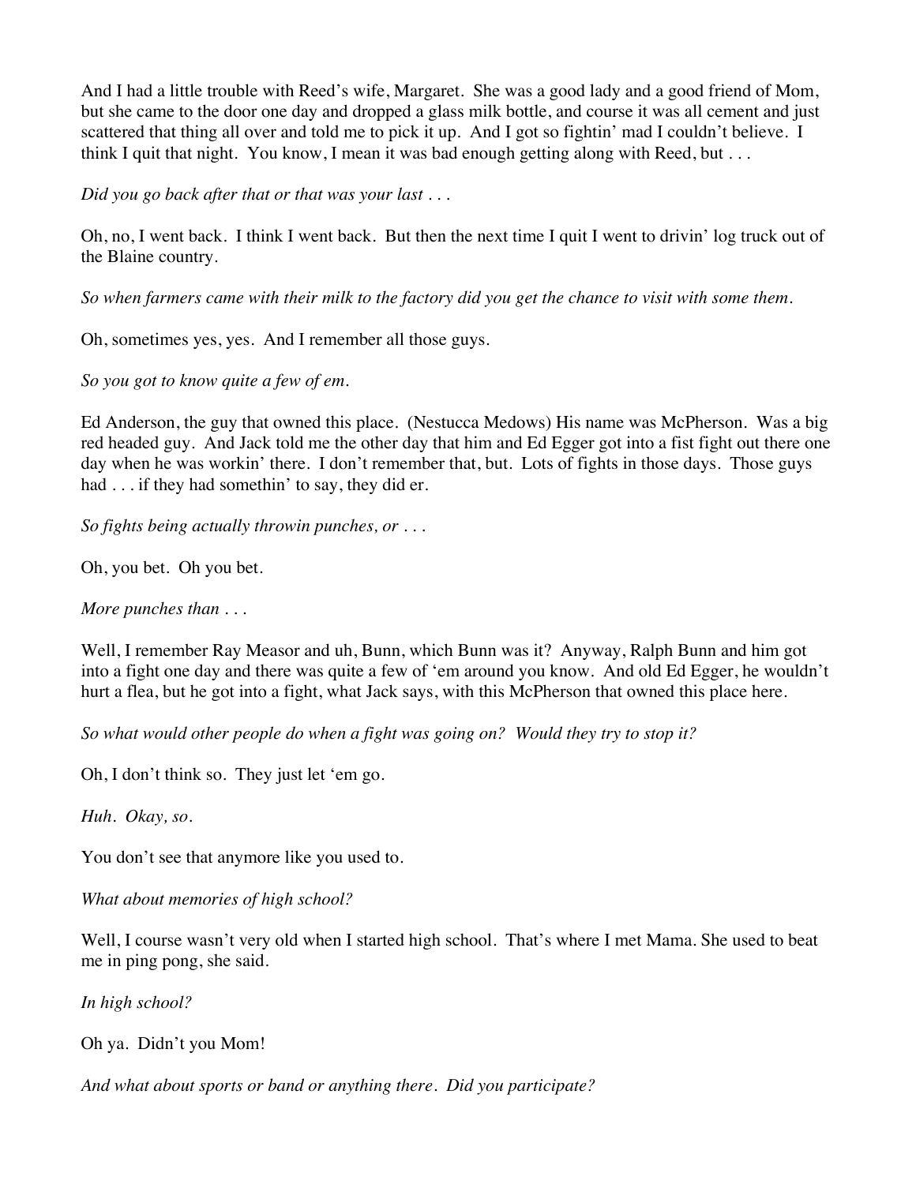And I had a little trouble with Reed's wife, Margaret. She was a good lady and a good friend of Mom, but she came to the door one day and dropped a glass milk bottle, and course it was all cement and just scattered that thing all over and told me to pick it up. And I got so fightin' mad I couldn't believe. I think I quit that night. You know, I mean it was bad enough getting along with Reed, but . . .

*Did you go back after that or that was your last . . .*

Oh, no, I went back. I think I went back. But then the next time I quit I went to drivin' log truck out of the Blaine country.

*So when farmers came with their milk to the factory did you get the chance to visit with some them.*

Oh, sometimes yes, yes. And I remember all those guys.

*So you got to know quite a few of em.*

Ed Anderson, the guy that owned this place. (Nestucca Medows) His name was McPherson. Was a big red headed guy. And Jack told me the other day that him and Ed Egger got into a fist fight out there one day when he was workin' there. I don't remember that, but. Lots of fights in those days. Those guys had . . . if they had somethin' to say, they did er.

*So fights being actually throwin punches, or . . .*

Oh, you bet. Oh you bet.

*More punches than . . .*

Well, I remember Ray Measor and uh, Bunn, which Bunn was it? Anyway, Ralph Bunn and him got into a fight one day and there was quite a few of 'em around you know. And old Ed Egger, he wouldn't hurt a flea, but he got into a fight, what Jack says, with this McPherson that owned this place here.

*So what would other people do when a fight was going on? Would they try to stop it?*

Oh, I don't think so. They just let 'em go.

*Huh. Okay, so.*

You don't see that anymore like you used to.

*What about memories of high school?*

Well, I course wasn't very old when I started high school. That's where I met Mama. She used to beat me in ping pong, she said.

*In high school?*

Oh ya. Didn't you Mom!

*And what about sports or band or anything there. Did you participate?*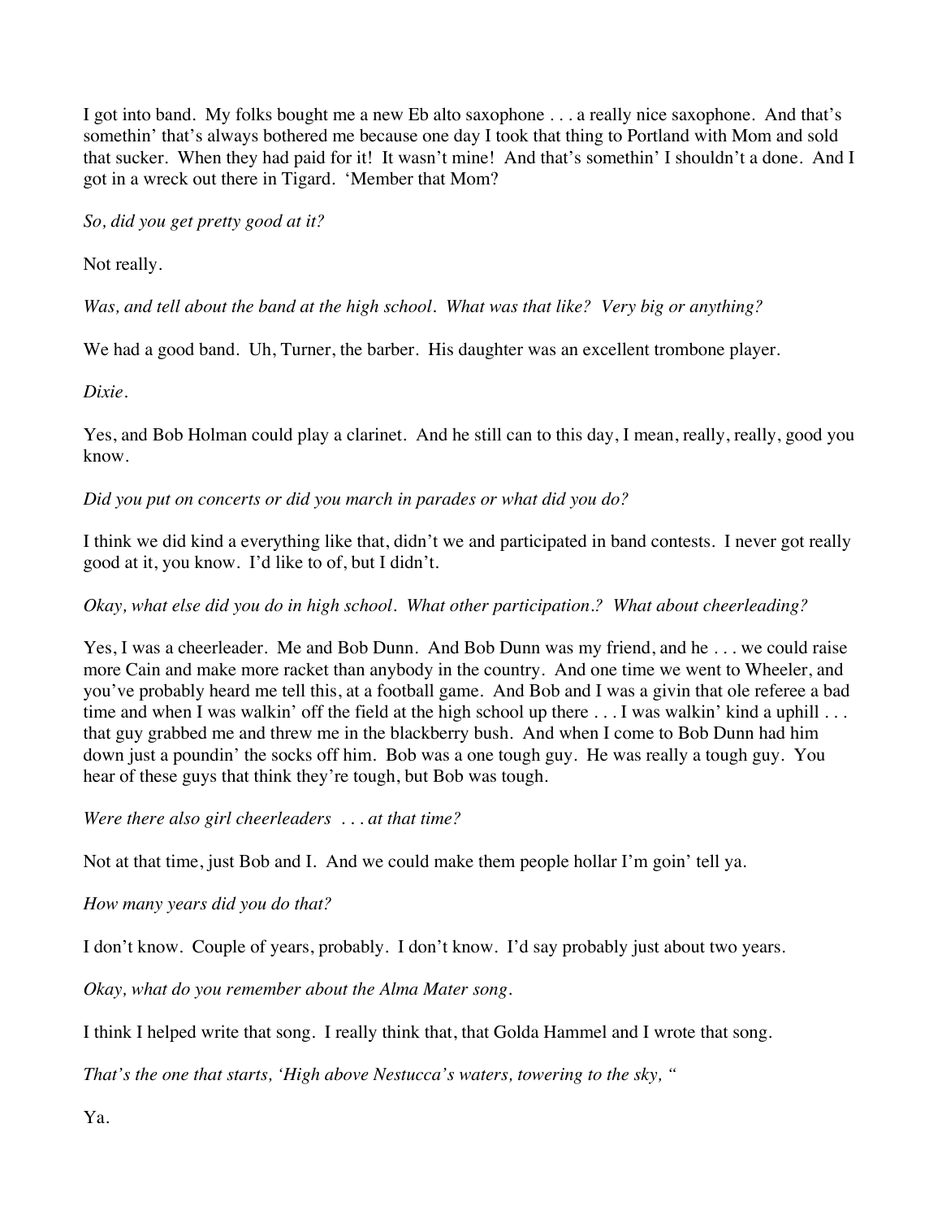I got into band. My folks bought me a new Eb alto saxophone . . . a really nice saxophone. And that's somethin' that's always bothered me because one day I took that thing to Portland with Mom and sold that sucker. When they had paid for it! It wasn't mine! And that's somethin' I shouldn't a done. And I got in a wreck out there in Tigard. 'Member that Mom?

*So, did you get pretty good at it?*

Not really.

*Was, and tell about the band at the high school. What was that like? Very big or anything?*

We had a good band. Uh, Turner, the barber. His daughter was an excellent trombone player.

*Dixie.*

Yes, and Bob Holman could play a clarinet. And he still can to this day, I mean, really, really, good you know.

*Did you put on concerts or did you march in parades or what did you do?*

I think we did kind a everything like that, didn't we and participated in band contests. I never got really good at it, you know. I'd like to of, but I didn't.

*Okay, what else did you do in high school. What other participation.? What about cheerleading?*

Yes, I was a cheerleader. Me and Bob Dunn. And Bob Dunn was my friend, and he . . . we could raise more Cain and make more racket than anybody in the country. And one time we went to Wheeler, and you've probably heard me tell this, at a football game. And Bob and I was a givin that ole referee a bad time and when I was walkin' off the field at the high school up there . . . I was walkin' kind a uphill . . . that guy grabbed me and threw me in the blackberry bush. And when I come to Bob Dunn had him down just a poundin' the socks off him. Bob was a one tough guy. He was really a tough guy. You hear of these guys that think they're tough, but Bob was tough.

*Were there also girl cheerleaders . . . at that time?*

Not at that time, just Bob and I. And we could make them people hollar I'm goin' tell ya.

*How many years did you do that?*

I don't know. Couple of years, probably. I don't know. I'd say probably just about two years.

*Okay, what do you remember about the Alma Mater song.*

I think I helped write that song. I really think that, that Golda Hammel and I wrote that song.

*That's the one that starts, 'High above Nestucca's waters, towering to the sky, "*

Ya.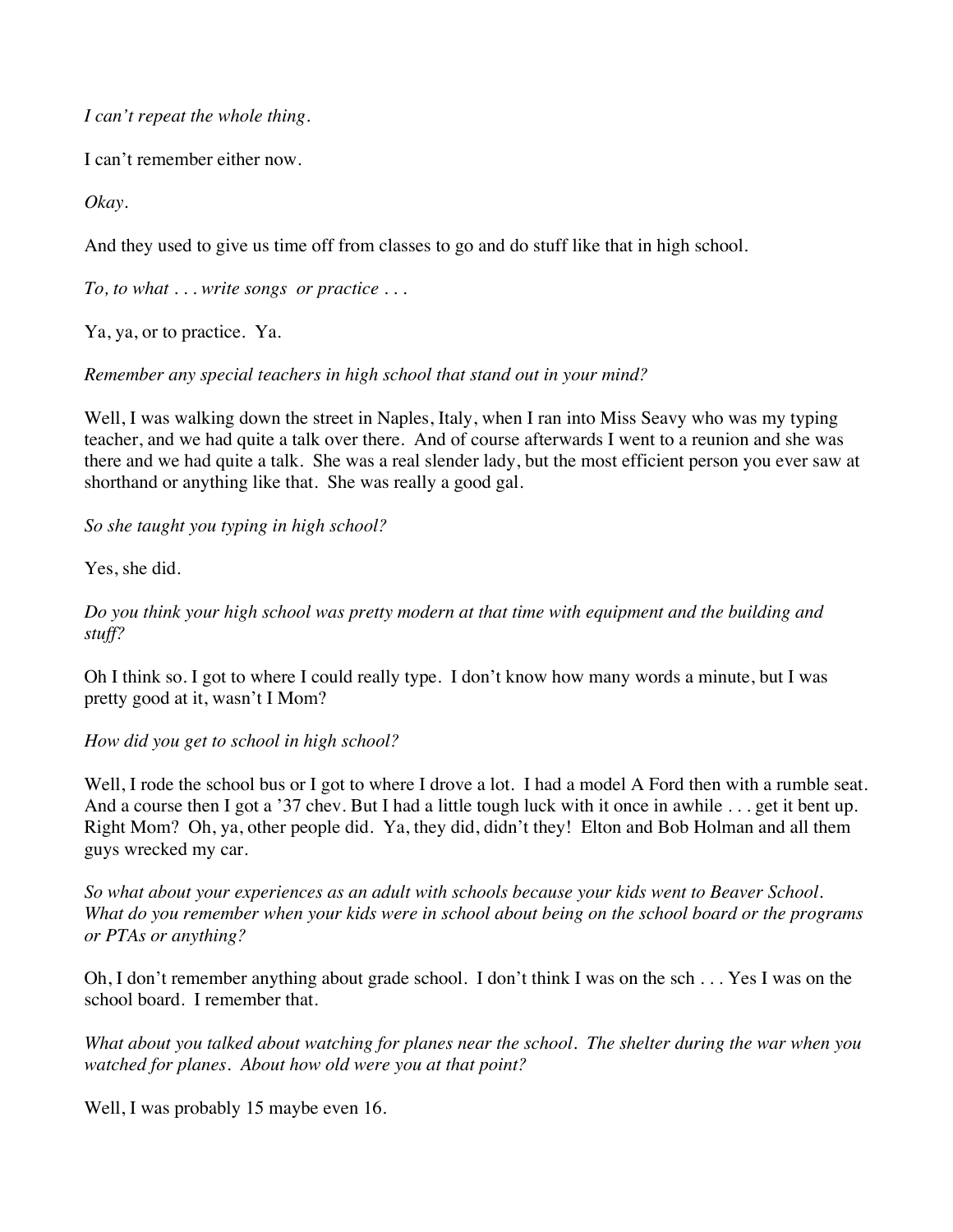*I can't repeat the whole thing.*

I can't remember either now.

*Okay.*

And they used to give us time off from classes to go and do stuff like that in high school.

*To, to what . . . write songs or practice . . .*

Ya, ya, or to practice. Ya.

*Remember any special teachers in high school that stand out in your mind?*

Well, I was walking down the street in Naples, Italy, when I ran into Miss Seavy who was my typing teacher, and we had quite a talk over there. And of course afterwards I went to a reunion and she was there and we had quite a talk. She was a real slender lady, but the most efficient person you ever saw at shorthand or anything like that. She was really a good gal.

*So she taught you typing in high school?*

Yes, she did.

*Do you think your high school was pretty modern at that time with equipment and the building and stuff?*

Oh I think so. I got to where I could really type. I don't know how many words a minute, but I was pretty good at it, wasn't I Mom?

*How did you get to school in high school?*

Well, I rode the school bus or I got to where I drove a lot. I had a model A Ford then with a rumble seat. And a course then I got a '37 chev. But I had a little tough luck with it once in awhile . . . get it bent up. Right Mom? Oh, ya, other people did. Ya, they did, didn't they! Elton and Bob Holman and all them guys wrecked my car.

*So what about your experiences as an adult with schools because your kids went to Beaver School. What do you remember when your kids were in school about being on the school board or the programs or PTAs or anything?*

Oh, I don't remember anything about grade school. I don't think I was on the sch . . . Yes I was on the school board. I remember that.

*What about you talked about watching for planes near the school. The shelter during the war when you watched for planes. About how old were you at that point?*

Well, I was probably 15 maybe even 16.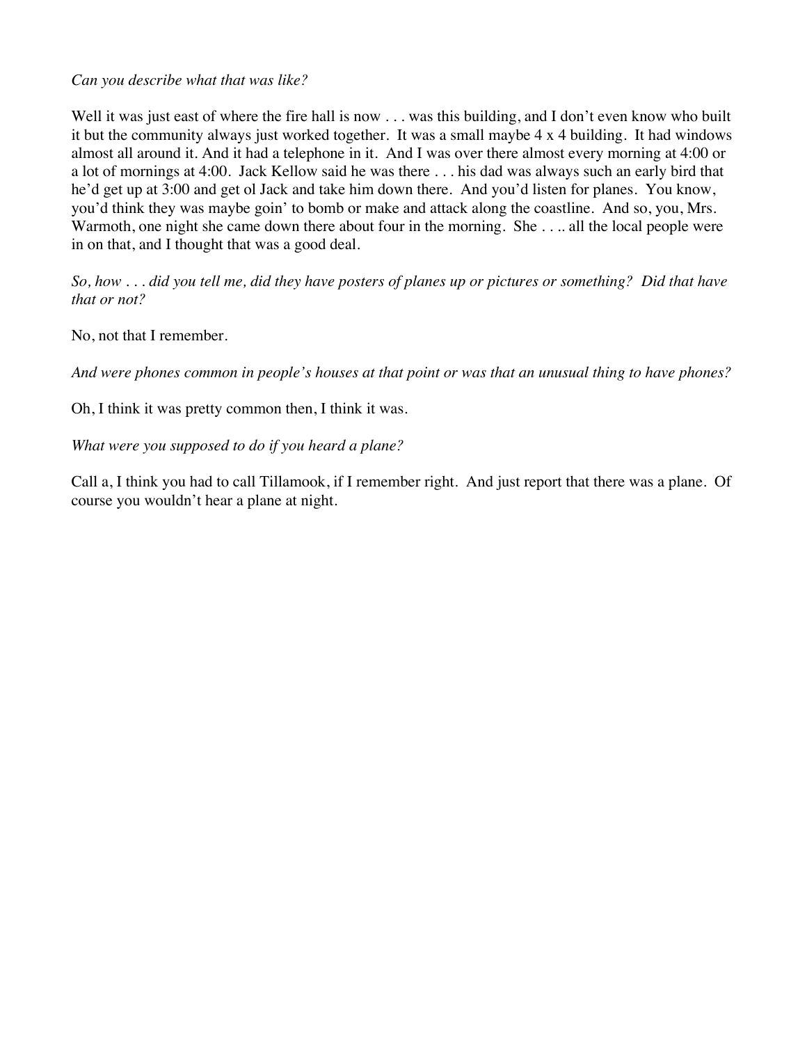*Can you describe what that was like?*

Well it was just east of where the fire hall is now . . . was this building, and I don't even know who built it but the community always just worked together. It was a small maybe 4 x 4 building. It had windows almost all around it. And it had a telephone in it. And I was over there almost every morning at 4:00 or a lot of mornings at 4:00. Jack Kellow said he was there . . . his dad was always such an early bird that he'd get up at 3:00 and get ol Jack and take him down there. And you'd listen for planes. You know, you'd think they was maybe goin' to bomb or make and attack along the coastline. And so, you, Mrs. Warmoth, one night she came down there about four in the morning. She . . .. all the local people were in on that, and I thought that was a good deal.

*So, how . . . did you tell me, did they have posters of planes up or pictures or something? Did that have that or not?*

No, not that I remember.

*And were phones common in people's houses at that point or was that an unusual thing to have phones?*

Oh, I think it was pretty common then, I think it was.

*What were you supposed to do if you heard a plane?*

Call a, I think you had to call Tillamook, if I remember right. And just report that there was a plane. Of course you wouldn't hear a plane at night.